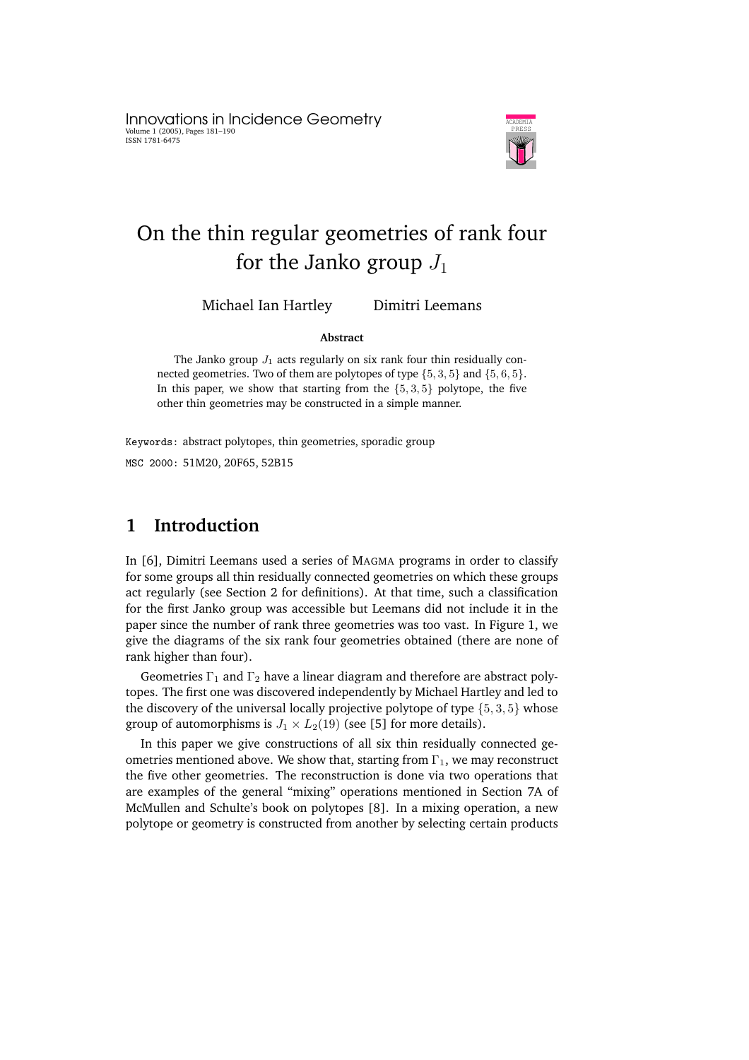# On the thin regular geometries of rank four for the Janko group $J_1$

Michael Ian Hartley Dimitri Leemans

**Abstract**

The Janko group $J_1$ acts regularly on six rank four thin residually connected geometries. Two of them are polytopes of type $\{5, 3, 5\}$ and $\{5, 6, 5\}$. In this paper, we show that starting from the $\{5, 3, 5\}$ polytope, the five other thin geometries may be constructed in a simple manner.

Keywords: abstract polytopes, thin geometries, sporadic group

MSC 2000: 51M20, 20F65, 52B15

## 1 Introduction

In [6], Dimitri Leemans used a series of MAGMA programs in order to classify for some groups all thin residually connected geometries on which these groups act regularly (see Section 2 for definitions). At that time, such a classification for the first Janko group was accessible but Leemans did not include it in the paper since the number of rank three geometries was too vast. In Figure 1, we give the diagrams of the six rank four geometries obtained (there are none of rank higher than four).

Geometries $\Gamma_1$ and $\Gamma_2$ have a linear diagram and therefore are abstract polytopes. The first one was discovered independently by Michael Hartley and led to the discovery of the universal locally projective polytope of type $\{5, 3, 5\}$ whose group of automorphisms is $J_1 \times L_2(19)$ (see [5] for more details).

In this paper we give constructions of all six thin residually connected geometries mentioned above. We show that, starting from $\Gamma_1$, we may reconstruct the five other geometries. The reconstruction is done via two operations that are examples of the general "mixing" operations mentioned in Section 7A of McMullen and Schulte's book on polytopes [8]. In a mixing operation, a new polytope or geometry is constructed from another by selecting certain products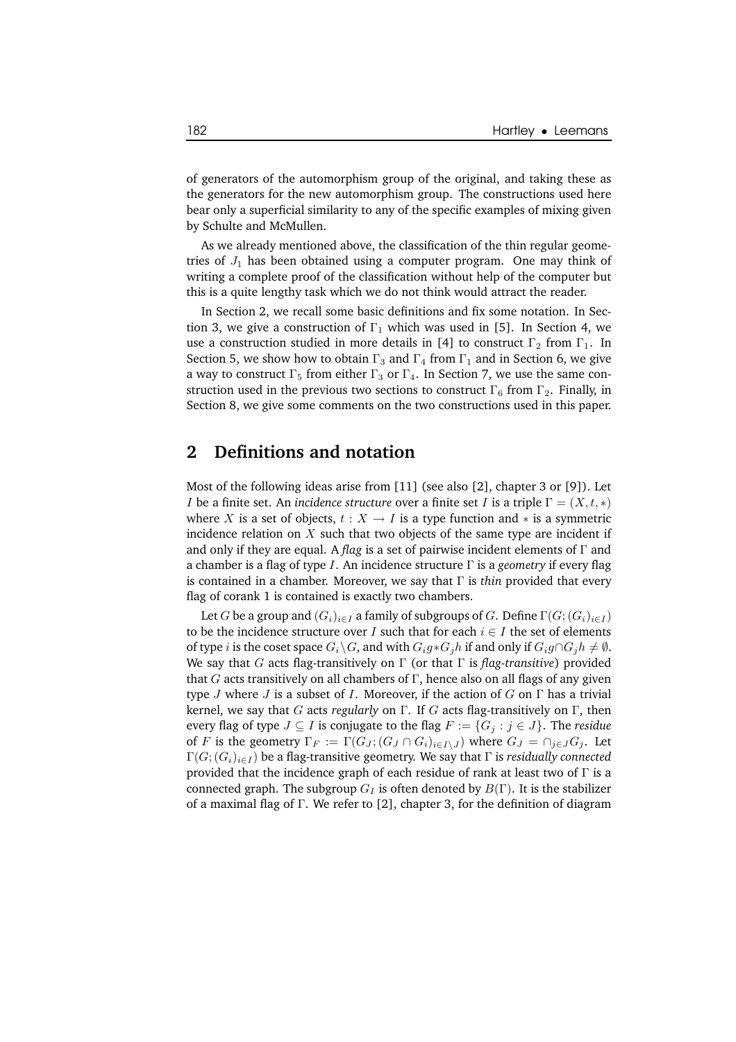of generators of the automorphism group of the original, and taking these as the generators for the new automorphism group. The constructions used here bear only a superficial similarity to any of the specific examples of mixing given by Schulte and McMullen.

As we already mentioned above, the classification of the thin regular geometries of $J_1$ has been obtained using a computer program. One may think of writing a complete proof of the classification without help of the computer but this is a quite lengthy task which we do not think would attract the reader.

In Section 2, we recall some basic definitions and fix some notation. In Section 3, we give a construction of $\Gamma_1$ which was used in [5]. In Section 4, we use a construction studied in more details in [4] to construct $\Gamma_2$ from $\Gamma_1$. In Section 5, we show how to obtain $\Gamma_3$ and $\Gamma_4$ from $\Gamma_1$ and in Section 6, we give a way to construct $\Gamma_5$ from either $\Gamma_3$ or $\Gamma_4$. In Section 7, we use the same construction used in the previous two sections to construct $\Gamma_6$ from $\Gamma_2$. Finally, in Section 8, we give some comments on the two constructions used in this paper.

## 2 Definitions and notation

Most of the following ideas arise from [11] (see also [2], chapter 3 or [9]). Let $I$ be a finite set. An *incidence structure* over a finite set $I$ is a triple $\Gamma = (X, t, *)$ where $X$ is a set of objects, $t : X \to I$ is a type function and $*$ is a symmetric incidence relation on $X$ such that two objects of the same type are incident if and only if they are equal. A *flag* is a set of pairwise incident elements of $\Gamma$ and a chamber is a flag of type $I$. An incidence structure $\Gamma$ is a *geometry* if every flag is contained in a chamber. Moreover, we say that $\Gamma$ is *thin* provided that every flag of corank 1 is contained is exactly two chambers.

Let $G$ be a group and $(G_i)_{i \in I}$ a family of subgroups of $G$. Define $\Gamma(G; (G_i)_{i \in I})$ to be the incidence structure over $I$ such that for each $i \in I$ the set of elements of type $i$ is the coset space $G_i \backslash G$, and with $G_i g * G_j h$ if and only if $G_i g \cap G_j h \neq \emptyset$. We say that $G$ acts flag-transitively on $\Gamma$ (or that $\Gamma$ is *flag-transitive*) provided that $G$ acts transitively on all chambers of $\Gamma$, hence also on all flags of any given type $J$ where $J$ is a subset of $I$. Moreover, if the action of $G$ on $\Gamma$ has a trivial kernel, we say that $G$ acts *regularly* on $\Gamma$. If $G$ acts flag-transitively on $\Gamma$, then every flag of type $J \subseteq I$ is conjugate to the flag $F := \{G_j : j \in J\}$. The *residue* of $F$ is the geometry $\Gamma_F := \Gamma(G_J; (G_J \cap G_i)_{i \in I \setminus J})$ where $G_J = \cap_{j \in J} G_j$. Let $\Gamma(G; (G_i)_{i \in I})$ be a flag-transitive geometry. We say that $\Gamma$ is *residually connected* provided that the incidence graph of each residue of rank at least two of $\Gamma$ is a connected graph. The subgroup $G_I$ is often denoted by $B(\Gamma)$. It is the stabilizer of a maximal flag of $\Gamma$. We refer to [2], chapter 3, for the definition of diagram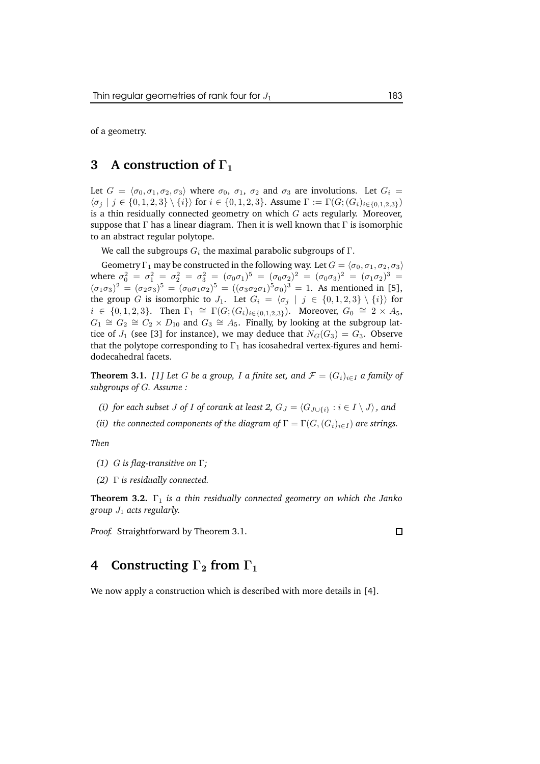of a geometry.

## 3 A construction of $\Gamma_1$

Let $G = \langle \sigma_0, \sigma_1, \sigma_2, \sigma_3 \rangle$ where $\sigma_0$, $\sigma_1$, $\sigma_2$ and $\sigma_3$ are involutions. Let $G_i = \langle \sigma_j \mid j \in \{0, 1, 2, 3\} \setminus \{i\} \rangle$ for $i \in \{0, 1, 2, 3\}$. Assume $\Gamma := \Gamma(G; (G_i)_{i \in \{0,1,2,3\}})$ is a thin residually connected geometry on which $G$ acts regularly. Moreover, suppose that $\Gamma$ has a linear diagram. Then it is well known that $\Gamma$ is isomorphic to an abstract regular polytope.

We call the subgroups $G_i$ the maximal parabolic subgroups of $\Gamma$.

Geometry $\Gamma_1$ may be constructed in the following way. Let $G = \langle \sigma_0, \sigma_1, \sigma_2, \sigma_3 \rangle$ where $\sigma_0^2 = \sigma_1^2 = \sigma_2^2 = \sigma_3^2 = (\sigma_0\sigma_1)^5 = (\sigma_0\sigma_2)^2 = (\sigma_0\sigma_3)^2 = (\sigma_1\sigma_2)^3 = (\sigma_1\sigma_3)^2 = (\sigma_2\sigma_3)^5 = (\sigma_0\sigma_1\sigma_2)^5 = ((\sigma_3\sigma_2\sigma_1)^5\sigma_0)^3 = 1$. As mentioned in [5], the group $G$ is isomorphic to $J_1$. Let $G_i = \langle \sigma_j \mid j \in \{0, 1, 2, 3\} \setminus \{i\} \rangle$ for $i \in \{0, 1, 2, 3\}$. Then $\Gamma_1 \cong \Gamma(G; (G_i)_{i \in \{0,1,2,3\}})$. Moreover, $G_0 \cong 2 \times A_5$, $G_1 \cong G_2 \cong C_2 \times D_{10}$ and $G_3 \cong A_5$. Finally, by looking at the subgroup lattice of $J_1$ (see [3] for instance), we may deduce that $N_G(G_3) = G_3$. Observe that the polytope corresponding to $\Gamma_1$ has icosahedral vertex-figures and hemi-dodecahedral facets.

**Theorem 3.1.** *[1] Let $G$ be a group, $I$ a finite set, and $\mathcal{F} = (G_i)_{i \in I}$ a family of subgroups of $G$. Assume :*

*(i) for each subset $J$ of $I$ of corank at least 2, $G_J = \langle G_{J \cup \{i\}} : i \in I \setminus J \rangle$, and*

*(ii) the connected components of the diagram of $\Gamma = \Gamma(G, (G_i)_{i \in I})$ are strings.*

*Then*

*(1) $G$ is flag-transitive on $\Gamma$;*

*(2) $\Gamma$ is residually connected.*

**Theorem 3.2.** *$\Gamma_1$ is a thin residually connected geometry on which the Janko group $J_1$ acts regularly.*

*Proof.* Straightforward by Theorem 3.1. □

## 4 Constructing $\Gamma_2$ from $\Gamma_1$

We now apply a construction which is described with more details in [4].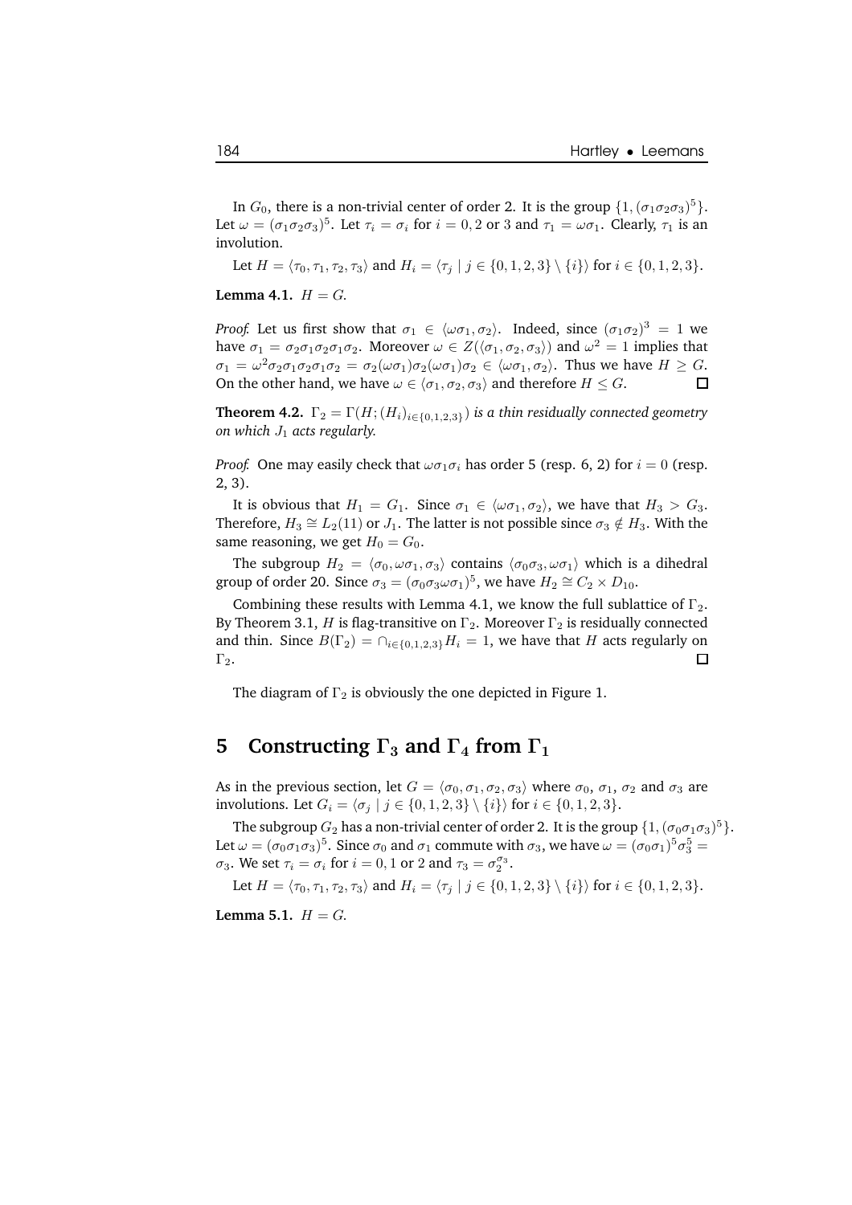In $G_0$, there is a non-trivial center of order 2. It is the group $\{1, (\sigma_1\sigma_2\sigma_3)^5\}$. Let $\omega = (\sigma_1\sigma_2\sigma_3)^5$. Let $\tau_i = \sigma_i$ for $i = 0, 2$ or 3 and $\tau_1 = \omega\sigma_1$. Clearly, $\tau_1$ is an involution.

Let $H = \langle \tau_0, \tau_1, \tau_2, \tau_3 \rangle$ and $H_i = \langle \tau_j \mid j \in \{0, 1, 2, 3\} \setminus \{i\} \rangle$ for $i \in \{0, 1, 2, 3\}$.

**Lemma 4.1.** *$H = G$.*

*Proof.* Let us first show that $\sigma_1 \in \langle \omega\sigma_1, \sigma_2 \rangle$. Indeed, since $(\sigma_1\sigma_2)^3 = 1$ we have $\sigma_1 = \sigma_2\sigma_1\sigma_2\sigma_1\sigma_2$. Moreover $\omega \in Z(\langle \sigma_1, \sigma_2, \sigma_3 \rangle)$ and $\omega^2 = 1$ implies that $\sigma_1 = \omega^2\sigma_2\sigma_1\sigma_2\sigma_1\sigma_2 = \sigma_2(\omega\sigma_1)\sigma_2(\omega\sigma_1)\sigma_2 \in \langle \omega\sigma_1, \sigma_2 \rangle$. Thus we have $H \geq G$. On the other hand, we have $\omega \in \langle \sigma_1, \sigma_2, \sigma_3 \rangle$ and therefore $H \leq G$. □

**Theorem 4.2.** *$\Gamma_2 = \Gamma(H; (H_i)_{i \in \{0,1,2,3\}})$ is a thin residually connected geometry on which $J_1$ acts regularly.*

*Proof.* One may easily check that $\omega\sigma_1\sigma_i$ has order 5 (resp. 6, 2) for $i = 0$ (resp. 2, 3).

It is obvious that $H_1 = G_1$. Since $\sigma_1 \in \langle \omega\sigma_1, \sigma_2 \rangle$, we have that $H_3 > G_3$. Therefore, $H_3 \cong L_2(11)$ or $J_1$. The latter is not possible since $\sigma_3 \notin H_3$. With the same reasoning, we get $H_0 = G_0$.

The subgroup $H_2 = \langle \sigma_0, \omega\sigma_1, \sigma_3 \rangle$ contains $\langle \sigma_0\sigma_3, \omega\sigma_1 \rangle$ which is a dihedral group of order 20. Since $\sigma_3 = (\sigma_0\sigma_3\omega\sigma_1)^5$, we have $H_2 \cong C_2 \times D_{10}$.

Combining these results with Lemma 4.1, we know the full sublattice of $\Gamma_2$. By Theorem 3.1, $H$ is flag-transitive on $\Gamma_2$. Moreover $\Gamma_2$ is residually connected and thin. Since $B(\Gamma_2) = \cap_{i \in \{0,1,2,3\}} H_i = 1$, we have that $H$ acts regularly on $\Gamma_2$. □

The diagram of $\Gamma_2$ is obviously the one depicted in Figure 1.

# 5 Constructing $\Gamma_3$ and $\Gamma_4$ from $\Gamma_1$

As in the previous section, let $G = \langle \sigma_0, \sigma_1, \sigma_2, \sigma_3 \rangle$ where $\sigma_0$, $\sigma_1$, $\sigma_2$ and $\sigma_3$ are involutions. Let $G_i = \langle \sigma_j \mid j \in \{0, 1, 2, 3\} \setminus \{i\} \rangle$ for $i \in \{0, 1, 2, 3\}$.

The subgroup $G_2$ has a non-trivial center of order 2. It is the group $\{1, (\sigma_0\sigma_1\sigma_3)^5\}$. Let $\omega = (\sigma_0\sigma_1\sigma_3)^5$. Since $\sigma_0$ and $\sigma_1$ commute with $\sigma_3$, we have $\omega = (\sigma_0\sigma_1)^5\sigma_3^5 = \sigma_3$. We set $\tau_i = \sigma_i$ for $i = 0, 1$ or 2 and $\tau_3 = \sigma_2^{\sigma_3}$.

Let $H = \langle \tau_0, \tau_1, \tau_2, \tau_3 \rangle$ and $H_i = \langle \tau_j \mid j \in \{0, 1, 2, 3\} \setminus \{i\} \rangle$ for $i \in \{0, 1, 2, 3\}$.

**Lemma 5.1.** *$H = G$.*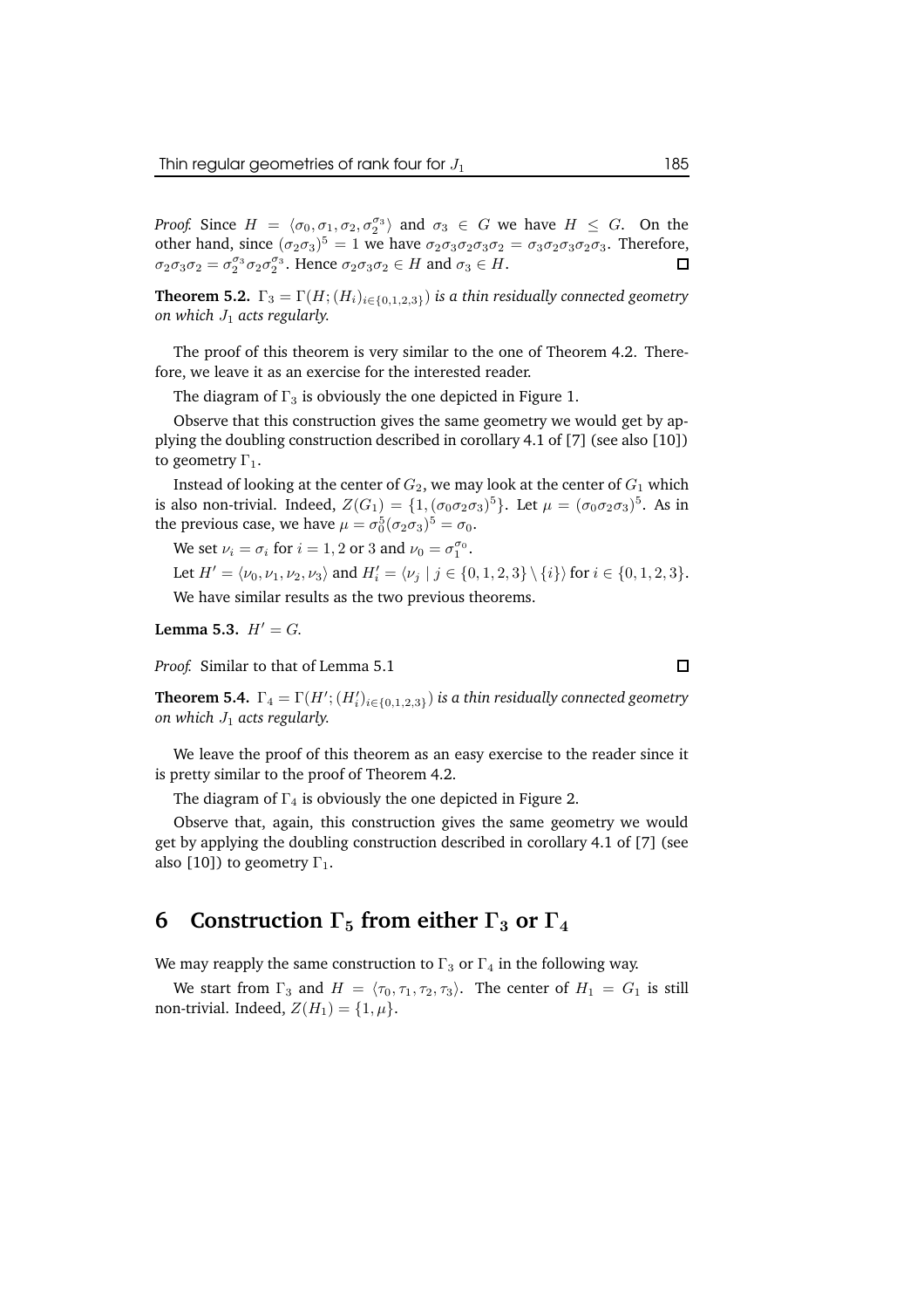*Proof.* Since $H = \langle \sigma_0, \sigma_1, \sigma_2, \sigma_2^{\sigma_3} \rangle$ and $\sigma_3 \in G$ we have $H \leq G$. On the other hand, since $(\sigma_2\sigma_3)^5 = 1$ we have $\sigma_2\sigma_3\sigma_2\sigma_3\sigma_2 = \sigma_3\sigma_2\sigma_3\sigma_2\sigma_3$. Therefore, $\sigma_2\sigma_3\sigma_2 = \sigma_2^{\sigma_3}\sigma_2\sigma_2^{\sigma_3}$. Hence $\sigma_2\sigma_3\sigma_2 \in H$ and $\sigma_3 \in H$. □

**Theorem 5.2.** *$\Gamma_3 = \Gamma(H; (H_i)_{i \in \{0,1,2,3\}})$ is a thin residually connected geometry on which $J_1$ acts regularly.*

The proof of this theorem is very similar to the one of Theorem 4.2. Therefore, we leave it as an exercise for the interested reader.

The diagram of $\Gamma_3$ is obviously the one depicted in Figure 1.

Observe that this construction gives the same geometry we would get by applying the doubling construction described in corollary 4.1 of [7] (see also [10]) to geometry $\Gamma_1$.

Instead of looking at the center of $G_2$, we may look at the center of $G_1$ which is also non-trivial. Indeed, $Z(G_1) = \{1, (\sigma_0\sigma_2\sigma_3)^5\}$. Let $\mu = (\sigma_0\sigma_2\sigma_3)^5$. As in the previous case, we have $\mu = \sigma_0^5(\sigma_2\sigma_3)^5 = \sigma_0$.

We set $\nu_i = \sigma_i$ for $i = 1, 2$ or $3$ and $\nu_0 = \sigma_1^{\sigma_0}$.

Let $H' = \langle \nu_0, \nu_1, \nu_2, \nu_3 \rangle$ and $H'_i = \langle \nu_j \mid j \in \{0, 1, 2, 3\} \setminus \{i\} \rangle$ for $i \in \{0, 1, 2, 3\}$.

We have similar results as the two previous theorems.

**Lemma 5.3.** *$H' = G$.*

*Proof.* Similar to that of Lemma 5.1 □

**Theorem 5.4.** *$\Gamma_4 = \Gamma(H'; (H'_i)_{i \in \{0,1,2,3\}})$ is a thin residually connected geometry on which $J_1$ acts regularly.*

We leave the proof of this theorem as an easy exercise to the reader since it is pretty similar to the proof of Theorem 4.2.

The diagram of $\Gamma_4$ is obviously the one depicted in Figure 2.

Observe that, again, this construction gives the same geometry we would get by applying the doubling construction described in corollary 4.1 of [7] (see also [10]) to geometry $\Gamma_1$.

## 6 Construction $\Gamma_5$ from either $\Gamma_3$ or $\Gamma_4$

We may reapply the same construction to $\Gamma_3$ or $\Gamma_4$ in the following way.

We start from $\Gamma_3$ and $H = \langle \tau_0, \tau_1, \tau_2, \tau_3 \rangle$. The center of $H_1 = G_1$ is still non-trivial. Indeed, $Z(H_1) = \{1, \mu\}$.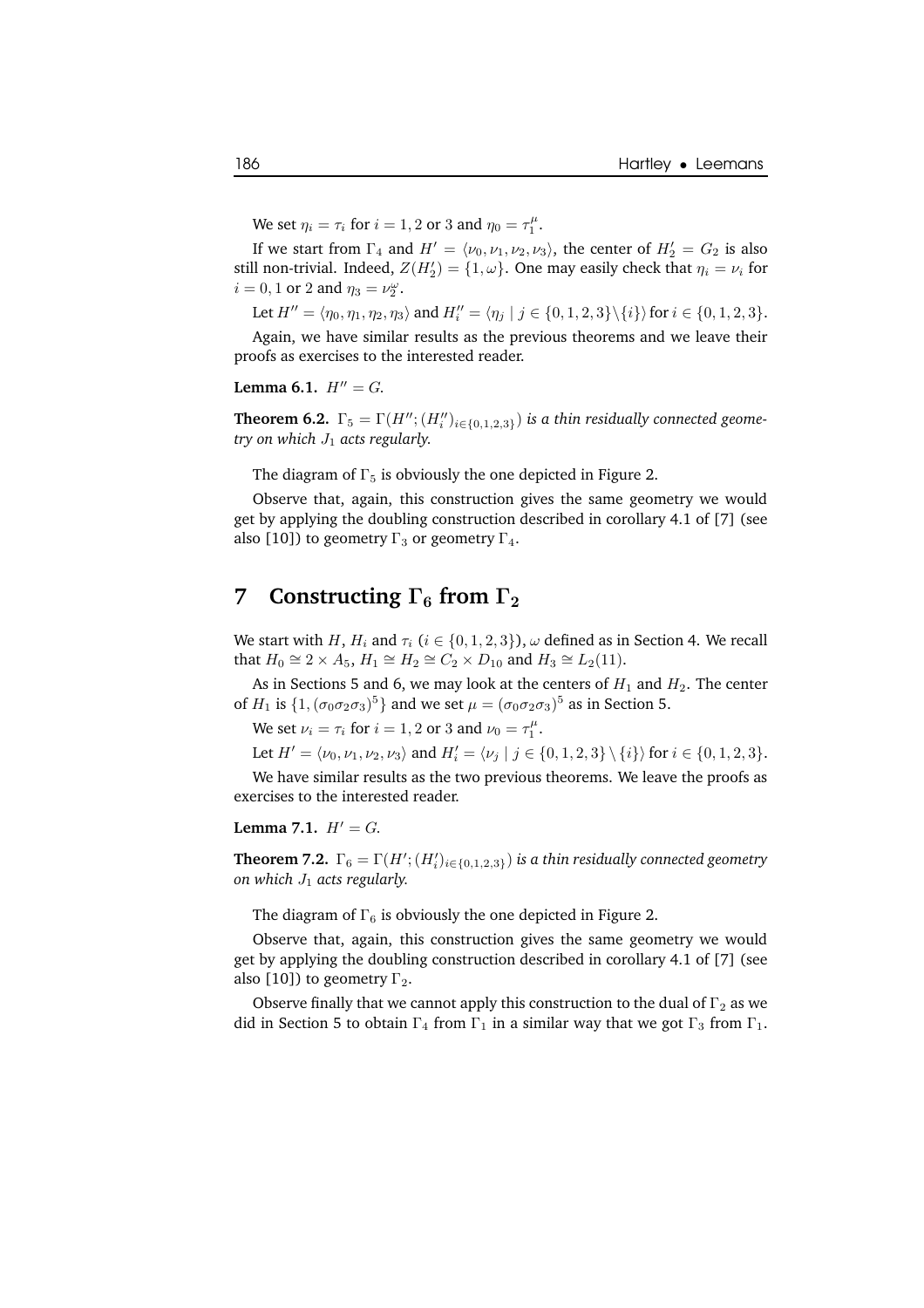We set $\eta_i = \tau_i$ for $i = 1, 2$ or $3$ and $\eta_0 = \tau_1^\mu$.

If we start from $\Gamma_4$ and $H' = \langle \nu_0, \nu_1, \nu_2, \nu_3 \rangle$, the center of $H'_2 = G_2$ is also still non-trivial. Indeed, $Z(H'_2) = \{1, \omega\}$. One may easily check that $\eta_i = \nu_i$ for $i = 0, 1$ or $2$ and $\eta_3 = \nu_2^\omega$.

Let $H'' = \langle \eta_0, \eta_1, \eta_2, \eta_3 \rangle$ and $H''_i = \langle \eta_j \mid j \in \{0, 1, 2, 3\} \backslash \{i\} \rangle$ for $i \in \{0, 1, 2, 3\}$.

Again, we have similar results as the previous theorems and we leave their proofs as exercises to the interested reader.

**Lemma 6.1.** *$H'' = G$.*

**Theorem 6.2.** *$\Gamma_5 = \Gamma(H''; (H''_i)_{i \in \{0,1,2,3\}})$ is a thin residually connected geometry on which $J_1$ acts regularly.*

The diagram of $\Gamma_5$ is obviously the one depicted in Figure 2.

Observe that, again, this construction gives the same geometry we would get by applying the doubling construction described in corollary 4.1 of [7] (see also [10]) to geometry $\Gamma_3$ or geometry $\Gamma_4$.

# 7 Constructing $\Gamma_6$ from $\Gamma_2$

We start with $H$, $H_i$ and $\tau_i$ ($i \in \{0, 1, 2, 3\}$), $\omega$ defined as in Section 4. We recall that $H_0 \cong 2 \times A_5$, $H_1 \cong H_2 \cong C_2 \times D_{10}$ and $H_3 \cong L_2(11)$.

As in Sections 5 and 6, we may look at the centers of $H_1$ and $H_2$. The center of $H_1$ is $\{1, (\sigma_0\sigma_2\sigma_3)^5\}$ and we set $\mu = (\sigma_0\sigma_2\sigma_3)^5$ as in Section 5.

We set $\nu_i = \tau_i$ for $i = 1, 2$ or $3$ and $\nu_0 = \tau_1^\mu$.

Let $H' = \langle \nu_0, \nu_1, \nu_2, \nu_3 \rangle$ and $H'_i = \langle \nu_j \mid j \in \{0, 1, 2, 3\} \setminus \{i\} \rangle$ for $i \in \{0, 1, 2, 3\}$.

We have similar results as the two previous theorems. We leave the proofs as exercises to the interested reader.

**Lemma 7.1.** *$H' = G$.*

**Theorem 7.2.** *$\Gamma_6 = \Gamma(H'; (H'_i)_{i \in \{0,1,2,3\}})$ is a thin residually connected geometry on which $J_1$ acts regularly.*

The diagram of $\Gamma_6$ is obviously the one depicted in Figure 2.

Observe that, again, this construction gives the same geometry we would get by applying the doubling construction described in corollary 4.1 of [7] (see also [10]) to geometry $\Gamma_2$.

Observe finally that we cannot apply this construction to the dual of $\Gamma_2$ as we did in Section 5 to obtain $\Gamma_4$ from $\Gamma_1$ in a similar way that we got $\Gamma_3$ from $\Gamma_1$.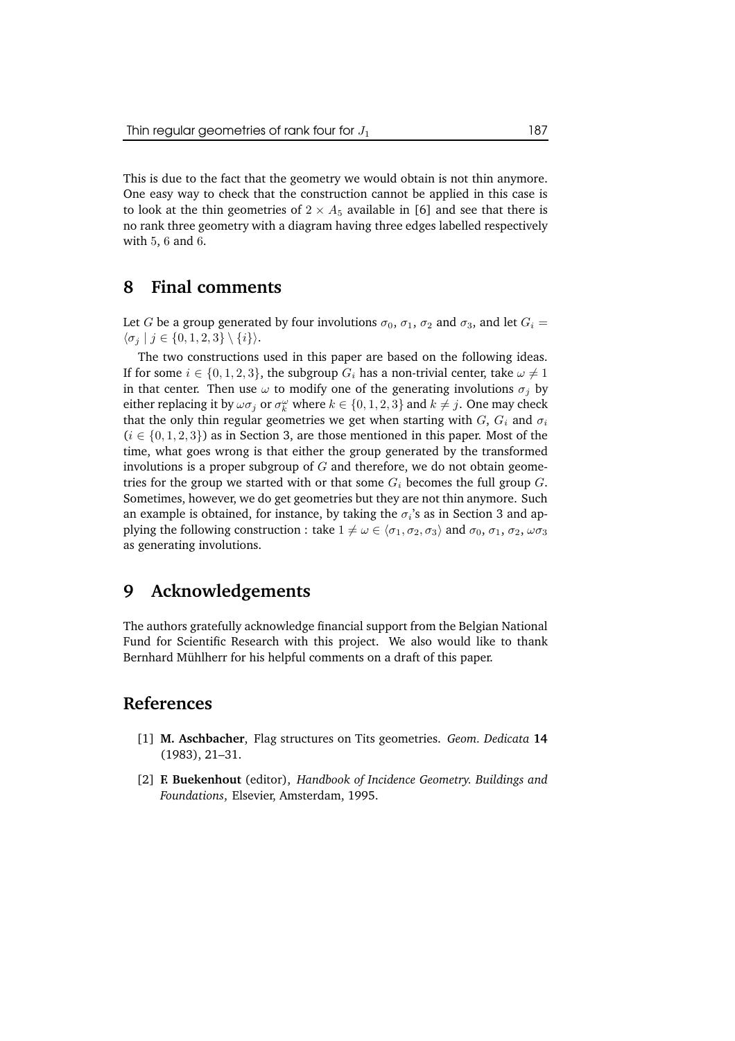This is due to the fact that the geometry we would obtain is not thin anymore. One easy way to check that the construction cannot be applied in this case is to look at the thin geometries of $2 \times A_5$ available in [6] and see that there is no rank three geometry with a diagram having three edges labelled respectively with 5, 6 and 6.

## 8 Final comments

Let $G$ be a group generated by four involutions $\sigma_0$, $\sigma_1$, $\sigma_2$ and $\sigma_3$, and let $G_i = \langle \sigma_j \mid j \in \{0, 1, 2, 3\} \setminus \{i\} \rangle$.

The two constructions used in this paper are based on the following ideas. If for some $i \in \{0, 1, 2, 3\}$, the subgroup $G_i$ has a non-trivial center, take $\omega \neq 1$ in that center. Then use $\omega$ to modify one of the generating involutions $\sigma_j$ by either replacing it by $\omega\sigma_j$ or $\sigma_k^\omega$ where $k \in \{0, 1, 2, 3\}$ and $k \neq j$. One may check that the only thin regular geometries we get when starting with $G$, $G_i$ and $\sigma_i$ ($i \in \{0, 1, 2, 3\}$) as in Section 3, are those mentioned in this paper. Most of the time, what goes wrong is that either the group generated by the transformed involutions is a proper subgroup of $G$ and therefore, we do not obtain geometries for the group we started with or that some $G_i$ becomes the full group $G$. Sometimes, however, we do get geometries but they are not thin anymore. Such an example is obtained, for instance, by taking the $\sigma_i$'s as in Section 3 and applying the following construction : take $1 \neq \omega \in \langle \sigma_1, \sigma_2, \sigma_3 \rangle$ and $\sigma_0$, $\sigma_1$, $\sigma_2$, $\omega\sigma_3$ as generating involutions.

## 9 Acknowledgements

The authors gratefully acknowledge financial support from the Belgian National Fund for Scientific Research with this project. We also would like to thank Bernhard Mühlherr for his helpful comments on a draft of this paper.

## References

[1] **M. Aschbacher**, Flag structures on Tits geometries. *Geom. Dedicata* **14** (1983), 21–31.

[2] **F. Buekenhout** (editor), *Handbook of Incidence Geometry. Buildings and Foundations*, Elsevier, Amsterdam, 1995.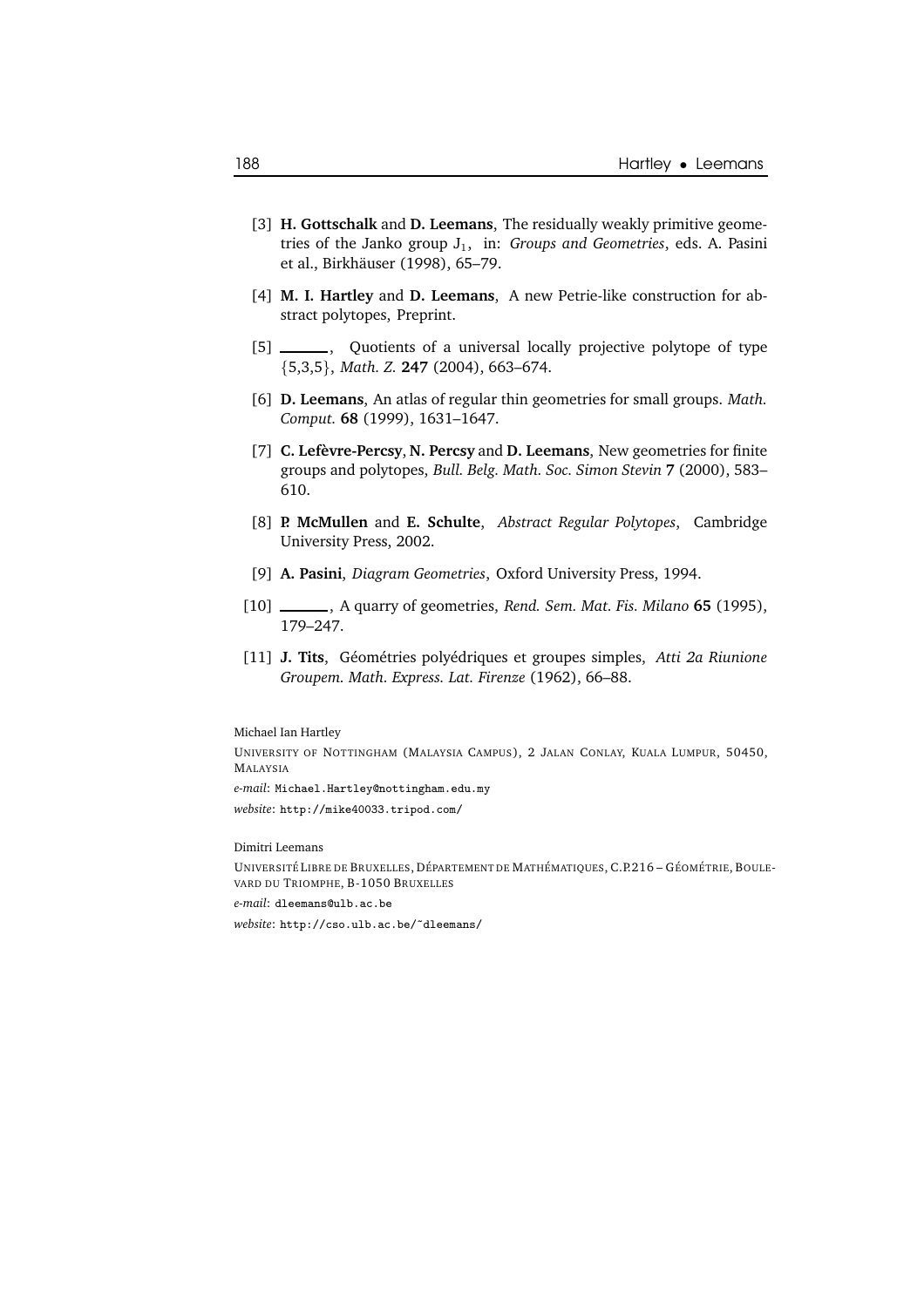[3] **H. Gottschalk** and **D. Leemans**, The residually weakly primitive geometries of the Janko group $J_1$, in: *Groups and Geometries*, eds. A. Pasini et al., Birkhäuser (1998), 65–79.

[4] **M. I. Hartley** and **D. Leemans**, A new Petrie-like construction for abstract polytopes, Preprint.

[5] ______, Quotients of a universal locally projective polytope of type $\{5,3,5\}$, *Math. Z.* **247** (2004), 663–674.

[6] **D. Leemans**, An atlas of regular thin geometries for small groups. *Math. Comput.* **68** (1999), 1631–1647.

[7] **C. Lefèvre-Percsy**, **N. Percsy** and **D. Leemans**, New geometries for finite groups and polytopes, *Bull. Belg. Math. Soc. Simon Stevin* **7** (2000), 583–610.

[8] **P. McMullen** and **E. Schulte**, *Abstract Regular Polytopes*, Cambridge University Press, 2002.

[9] **A. Pasini**, *Diagram Geometries*, Oxford University Press, 1994.

[10] ______, A quarry of geometries, *Rend. Sem. Mat. Fis. Milano* **65** (1995), 179–247.

[11] **J. Tits**, Géométries polyédriques et groupes simples, *Atti 2a Riunione Groupem. Math. Express. Lat. Firenze* (1962), 66–88.

Michael Ian Hartley

UNIVERSITY OF NOTTINGHAM (MALAYSIA CAMPUS), 2 JALAN CONLAY, KUALA LUMPUR, 50450, MALAYSIA

*e-mail*: Michael.Hartley@nottingham.edu.my

*website*: http://mike40033.tripod.com/

Dimitri Leemans

UNIVERSITÉ LIBRE DE BRUXELLES, DÉPARTEMENT DE MATHÉMATIQUES, C.P.216 – GÉOMÉTRIE, BOULEVARD DU TRIOMPHE, B-1050 BRUXELLES

*e-mail*: dleemans@ulb.ac.be

*website*: http://cso.ulb.ac.be/~dleemans/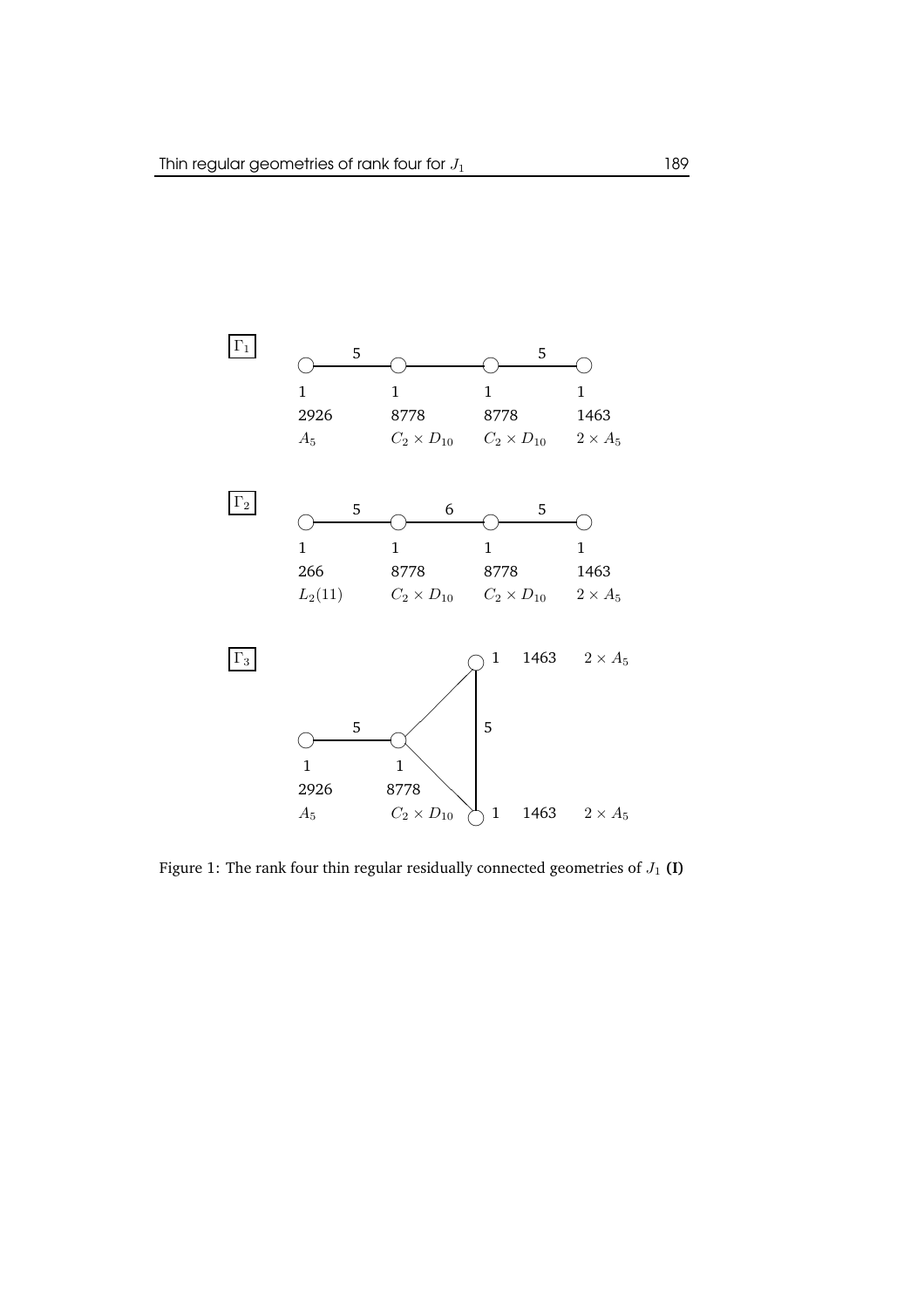$\Gamma_1$

| | 5 | | | 5 |
|---|---|---|---|---|
| 1 | | 1 | 1 | 1 |
| 2926 | | 8778 | 8778 | 1463 |
| $A_5$ | | $C_2 \times D_{10}$ | $C_2 \times D_{10}$ | $2 \times A_5$ |

$\Gamma_2$

| | 5 | 6 | 5 | |
|---|---|---|---|---|
| 1 | 1 | 1 | 1 | |
| 266 | 8778 | 8778 | 1463 | |
| $L_2(11)$ | $C_2 \times D_{10}$ | $C_2 \times D_{10}$ | $2 \times A_5$ | |

$\Gamma_3$

1 1463 $2 \times A_5$

5 — 5

| 1 | 1 |
|---|---|
| 2926 | 8778 |
| $A_5$ | $C_2 \times D_{10}$ |

1 1463 $2 \times A_5$

Figure 1: The rank four thin regular residually connected geometries of $J_1$ **(I)**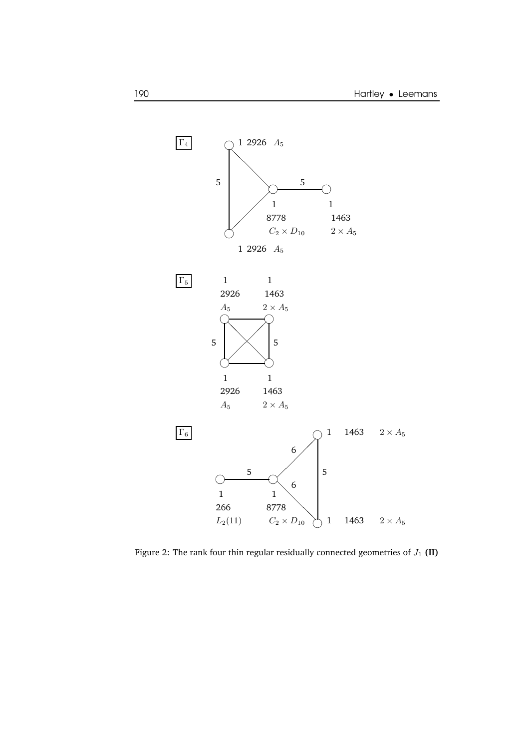$\Gamma_4$

1 2926 $A_5$

5

5

1
8778
$C_2 \times D_{10}$

1
1463
$2 \times A_5$

1 2926 $A_5$

$\Gamma_5$

1
2926
$A_5$

1
1463
$2 \times A_5$

5

5

1
2926
$A_5$

1
1463
$2 \times A_5$

$\Gamma_6$

1 1463 $2 \times A_5$

6

5

6

5

1
266
$L_2(11)$

1
8778
$C_2 \times D_{10}$

1 1463 $2 \times A_5$

Figure 2: The rank four thin regular residually connected geometries of $J_1$ **(II)**